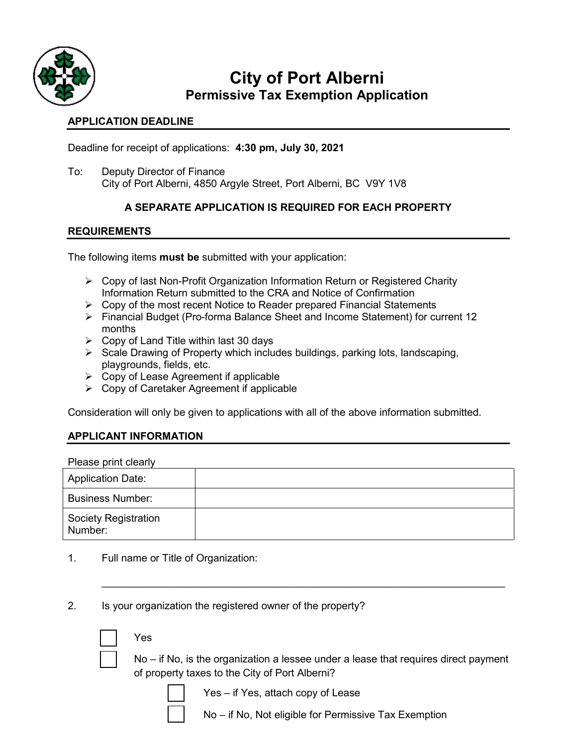# City of Port Alberni

## Permissive Tax Exemption Application

### APPLICATION DEADLINE

Deadline for receipt of applications: **4:30 pm, July 30, 2021**

To: Deputy Director of Finance
City of Port Alberni, 4850 Argyle Street, Port Alberni, BC V9Y 1V8

**A SEPARATE APPLICATION IS REQUIRED FOR EACH PROPERTY**

### REQUIREMENTS

The following items **must be** submitted with your application:

- Copy of last Non-Profit Organization Information Return or Registered Charity Information Return submitted to the CRA and Notice of Confirmation
- Copy of the most recent Notice to Reader prepared Financial Statements
- Financial Budget (Pro-forma Balance Sheet and Income Statement) for current 12 months
- Copy of Land Title within last 30 days
- Scale Drawing of Property which includes buildings, parking lots, landscaping, playgrounds, fields, etc.
- Copy of Lease Agreement if applicable
- Copy of Caretaker Agreement if applicable

Consideration will only be given to applications with all of the above information submitted.

### APPLICANT INFORMATION

Please print clearly

| Application Date: | |
|---|---|
| Business Number: | |
| Society Registration Number: | |

1. Full name or Title of Organization:

   ______________________________________________________________________

2. Is your organization the registered owner of the property?

   ☐ Yes

   ☐ No – if No, is the organization a lessee under a lease that requires direct payment of property taxes to the City of Port Alberni?

   - ☐ Yes – if Yes, attach copy of Lease
   - ☐ No – if No, Not eligible for Permissive Tax Exemption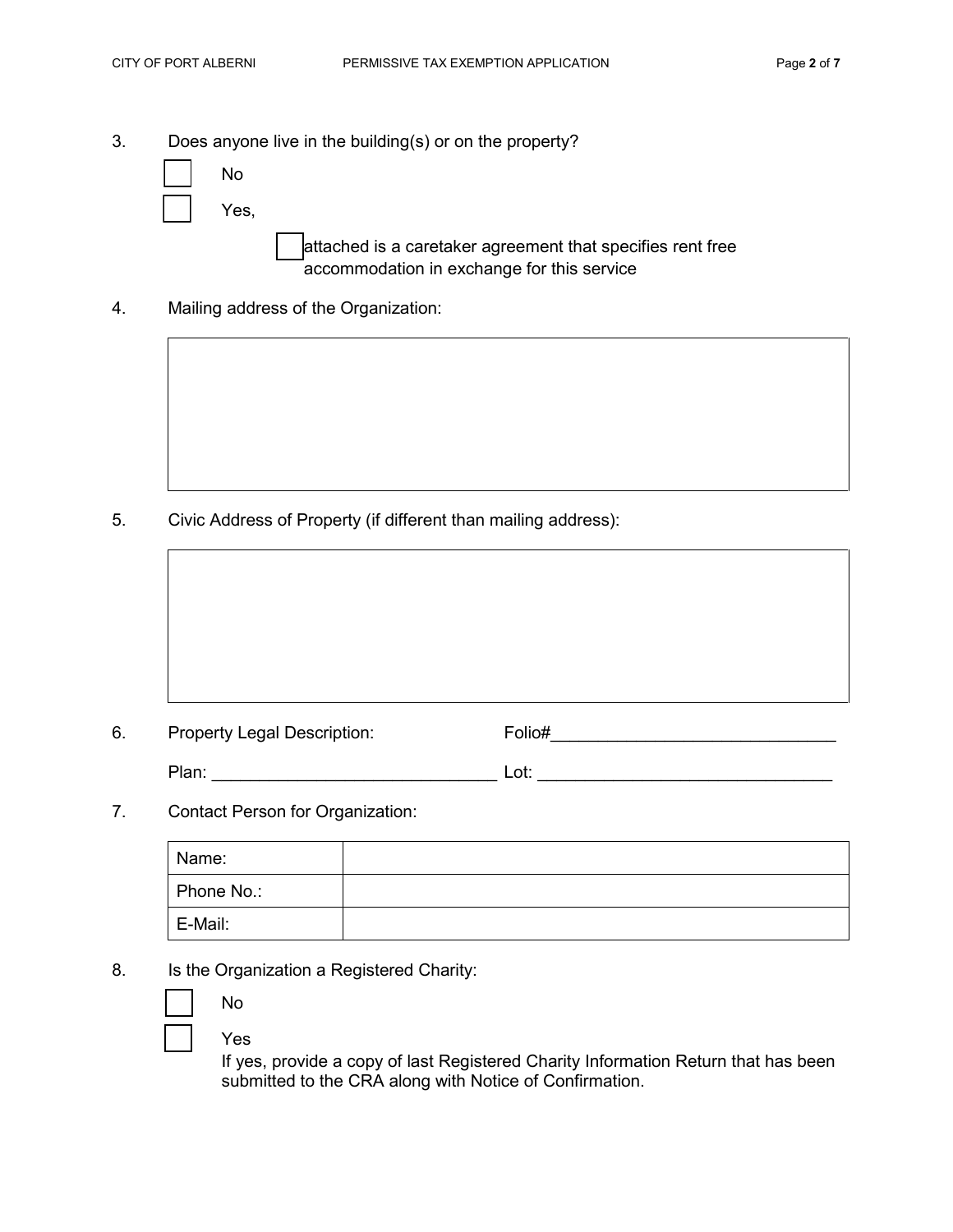3. Does anyone live in the building(s) or on the property?

   ☐ No

   ☐ Yes,

   ☐ attached is a caretaker agreement that specifies rent free accommodation in exchange for this service

4. Mailing address of the Organization:

|   |
|---|
|   |

5. Civic Address of Property (if different than mailing address):

|   |
|---|
|   |

6. Property Legal Description: Folio#______________________________

   Plan: ______________________________ Lot: _______________________________

7. Contact Person for Organization:

| Name: | |
|---|---|
| Phone No.: | |
| E-Mail: | |

8. Is the Organization a Registered Charity:

   ☐ No

   ☐ Yes
   If yes, provide a copy of last Registered Charity Information Return that has been submitted to the CRA along with Notice of Confirmation.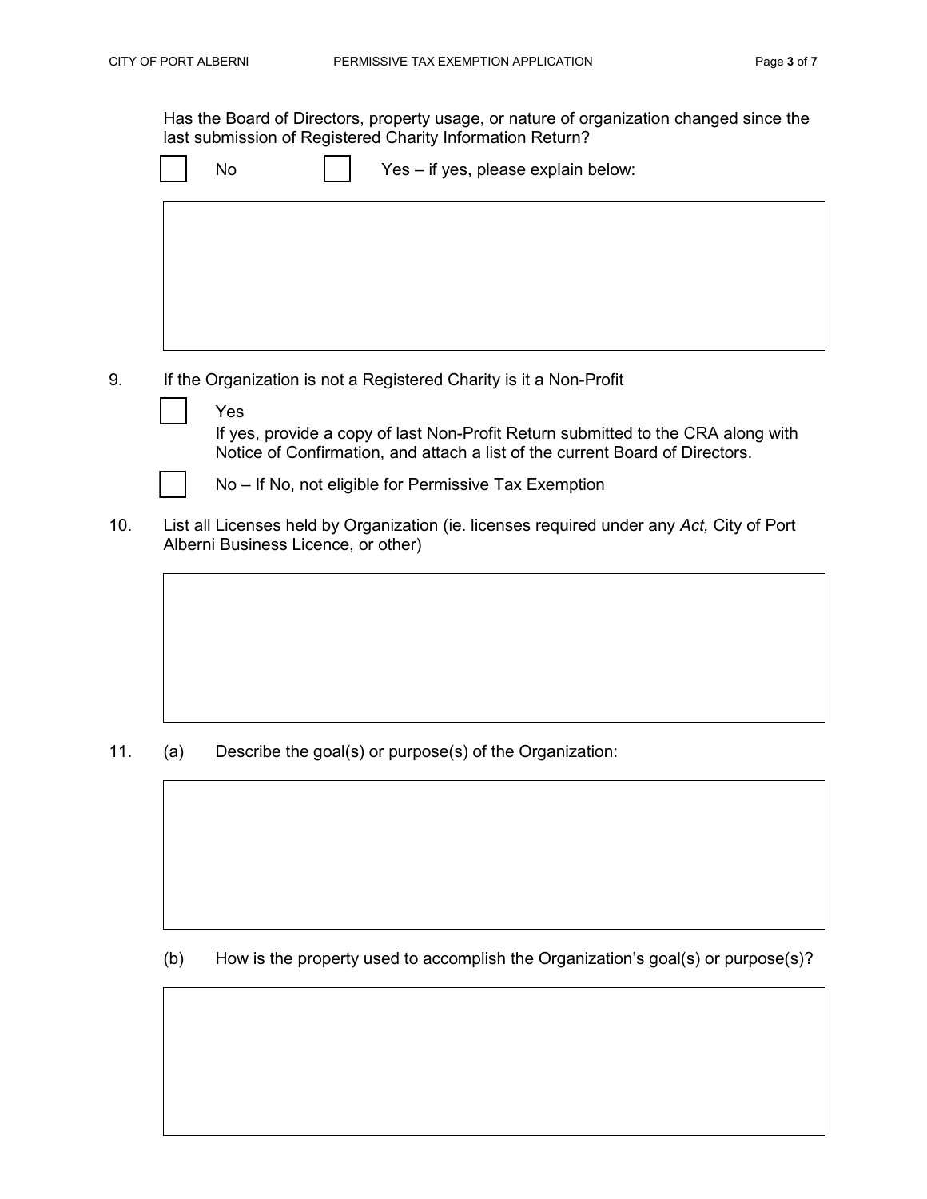Has the Board of Directors, property usage, or nature of organization changed since the last submission of Registered Charity Information Return?

☐ No ☐ Yes – if yes, please explain below:

&nbsp;

9. If the Organization is not a Registered Charity is it a Non-Profit

   ☐ Yes
   If yes, provide a copy of last Non-Profit Return submitted to the CRA along with Notice of Confirmation, and attach a list of the current Board of Directors.

   ☐ No – If No, not eligible for Permissive Tax Exemption

10. List all Licenses held by Organization (ie. licenses required under any *Act,* City of Port Alberni Business Licence, or other)

&nbsp;

11. (a) Describe the goal(s) or purpose(s) of the Organization:

&nbsp;

    (b) How is the property used to accomplish the Organization's goal(s) or purpose(s)?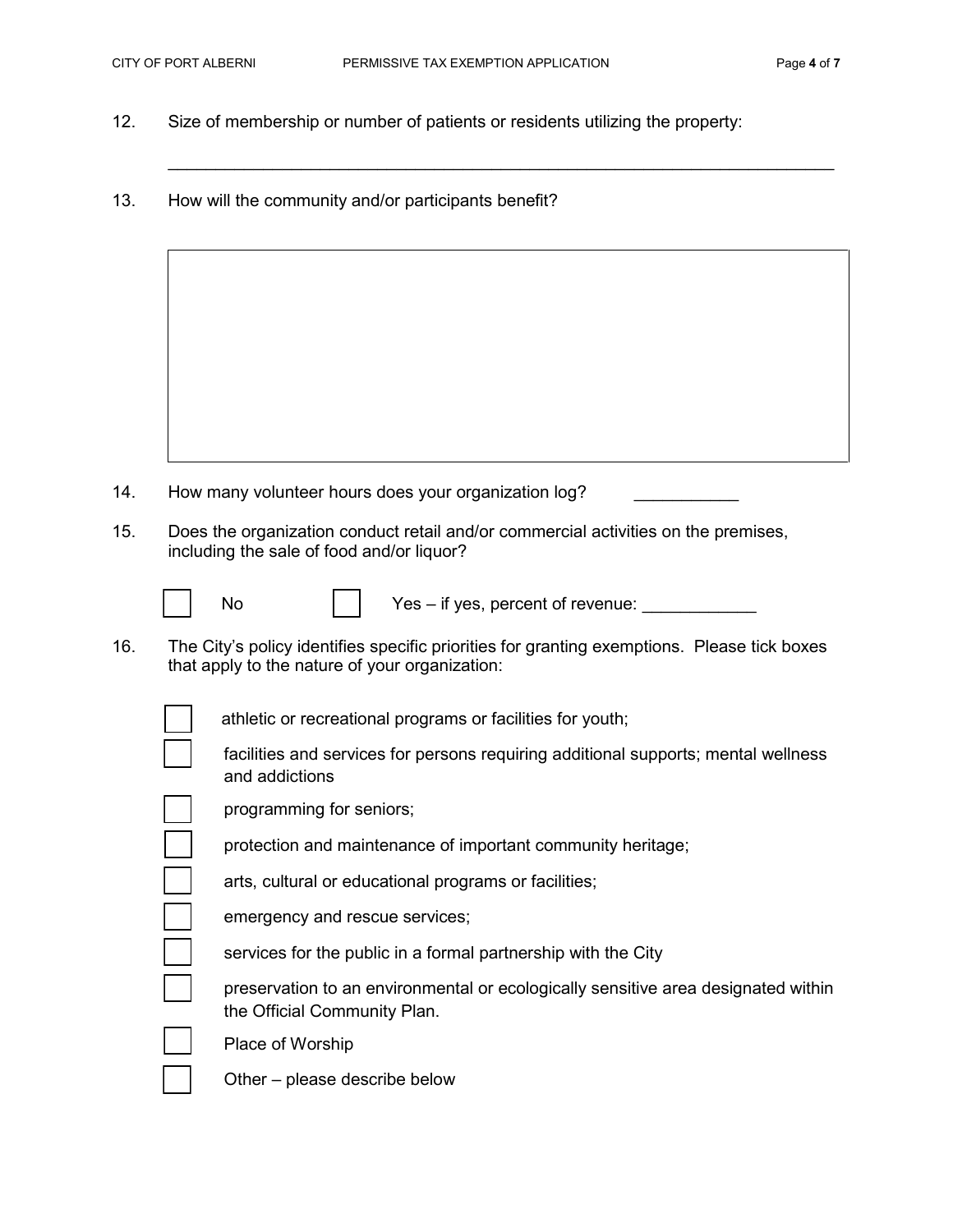12. Size of membership or number of patients or residents utilizing the property:

    ___________________________________________________________________________

13. How will the community and/or participants benefit?

|   |
|---|
|   |

14. How many volunteer hours does your organization log? ___________

15. Does the organization conduct retail and/or commercial activities on the premises, including the sale of food and/or liquor?

    ☐ No ☐ Yes – if yes, percent of revenue: ____________

16. The City's policy identifies specific priorities for granting exemptions. Please tick boxes that apply to the nature of your organization:

    - ☐ athletic or recreational programs or facilities for youth;
    - ☐ facilities and services for persons requiring additional supports; mental wellness and addictions
    - ☐ programming for seniors;
    - ☐ protection and maintenance of important community heritage;
    - ☐ arts, cultural or educational programs or facilities;
    - ☐ emergency and rescue services;
    - ☐ services for the public in a formal partnership with the City
    - ☐ preservation to an environmental or ecologically sensitive area designated within the Official Community Plan.
    - ☐ Place of Worship
    - ☐ Other – please describe below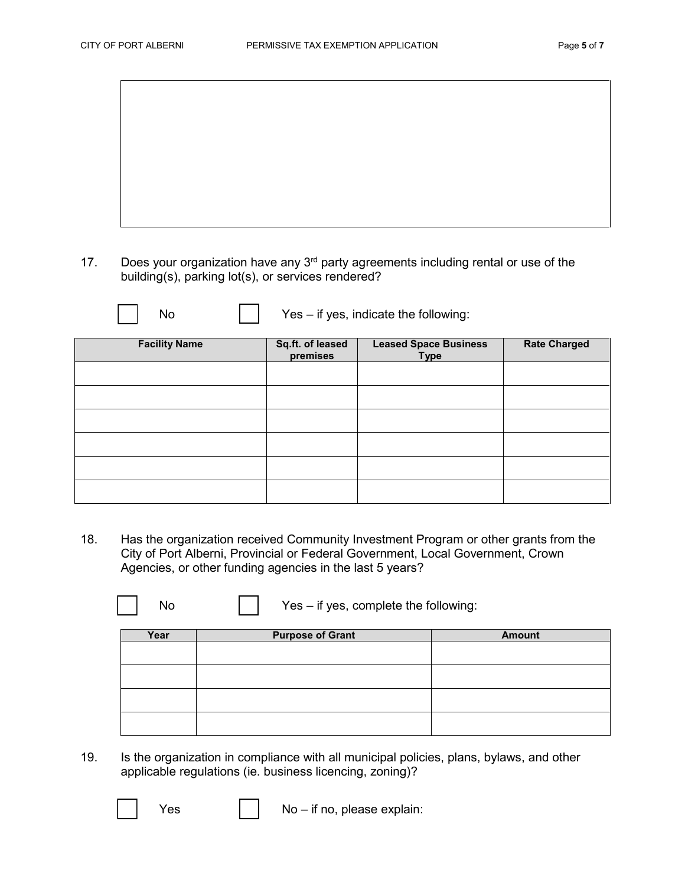17. Does your organization have any 3rd party agreements including rental or use of the building(s), parking lot(s), or services rendered?

☐ No ☐ Yes – if yes, indicate the following:

| Facility Name | Sq.ft. of leased premises | Leased Space Business Type | Rate Charged |
|---|---|---|---|
| | | | |
| | | | |
| | | | |
| | | | |
| | | | |
| | | | |

18. Has the organization received Community Investment Program or other grants from the City of Port Alberni, Provincial or Federal Government, Local Government, Crown Agencies, or other funding agencies in the last 5 years?

☐ No ☐ Yes – if yes, complete the following:

| Year | Purpose of Grant | Amount |
|---|---|---|
| | | |
| | | |
| | | |
| | | |

19. Is the organization in compliance with all municipal policies, plans, bylaws, and other applicable regulations (ie. business licencing, zoning)?

☐ Yes ☐ No – if no, please explain: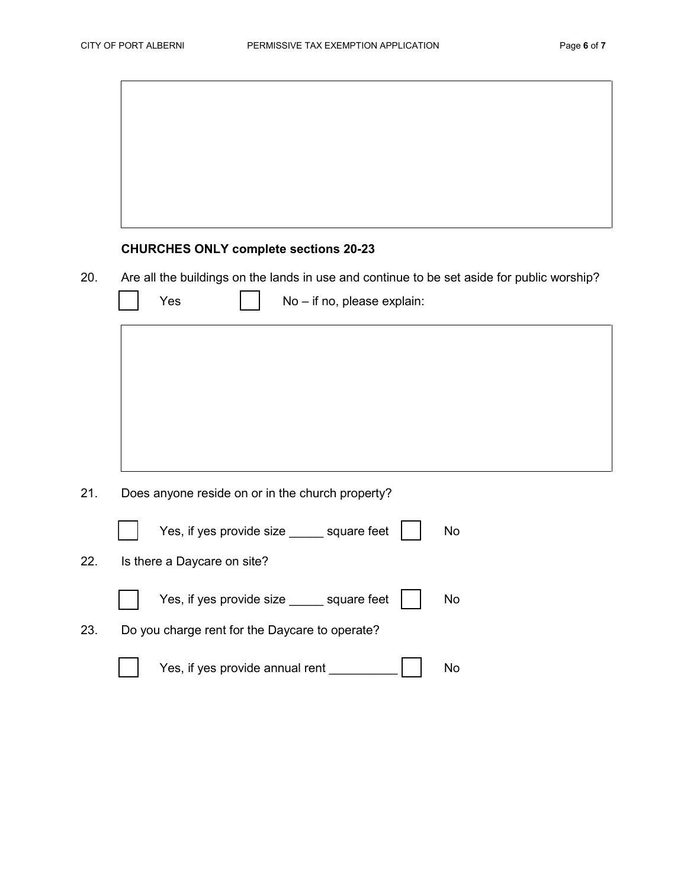**CHURCHES ONLY complete sections 20-23**

20. Are all the buildings on the lands in use and continue to be set aside for public worship?

☐ Yes ☐ No – if no, please explain:

21. Does anyone reside on or in the church property?

☐ Yes, if yes provide size _____ square feet ☐ No

22. Is there a Daycare on site?

☐ Yes, if yes provide size _____ square feet ☐ No

23. Do you charge rent for the Daycare to operate?

☐ Yes, if yes provide annual rent __________ ☐ No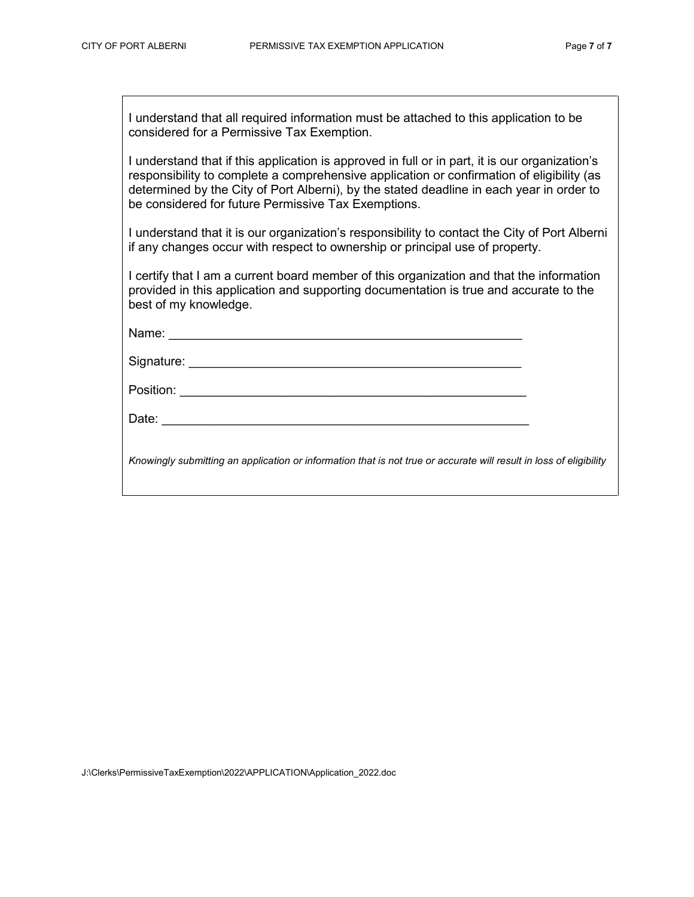I understand that all required information must be attached to this application to be considered for a Permissive Tax Exemption.

I understand that if this application is approved in full or in part, it is our organization's responsibility to complete a comprehensive application or confirmation of eligibility (as determined by the City of Port Alberni), by the stated deadline in each year in order to be considered for future Permissive Tax Exemptions.

I understand that it is our organization's responsibility to contact the City of Port Alberni if any changes occur with respect to ownership or principal use of property.

I certify that I am a current board member of this organization and that the information provided in this application and supporting documentation is true and accurate to the best of my knowledge.

Name: ___________________________________________________

Signature: _______________________________________________

Position: _________________________________________________

Date: ____________________________________________________

*Knowingly submitting an application or information that is not true or accurate will result in loss of eligibility*

J:\Clerks\PermissiveTaxExemption\2022\APPLICATION\Application_2022.doc